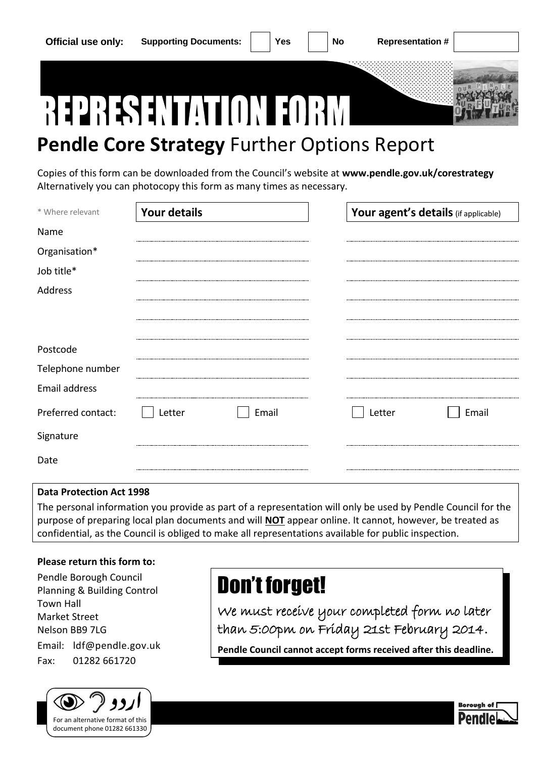Official use only: Supporting Documents: ☐ Yes ☐ No Representation # ☐

# REPRESENTATION FORM

## **Pendle Core Strategy** Further Options Report

Copies of this form can be downloaded from the Council's website at **www.pendle.gov.uk/corestrategy** Alternatively you can photocopy this form as many times as necessary.

| * Where relevant | **Your details** | | **Your agent's details** (if applicable) | |
|---|---|---|---|---|
| Name | | | | |
| Organisation* | | | | |
| Job title* | | | | |
| Address | | | | |
| | | | | |
| | | | | |
| Postcode | | | | |
| Telephone number | | | | |
| Email address | | | | |
| Preferred contact: | ☐ Letter | ☐ Email | ☐ Letter | ☐ Email |
| Signature | | | | |
| Date | | | | |

**Data Protection Act 1998**

The personal information you provide as part of a representation will only be used by Pendle Council for the purpose of preparing local plan documents and will **NOT** appear online. It cannot, however, be treated as confidential, as the Council is obliged to make all representations available for public inspection.

**Please return this form to:**

Pendle Borough Council
Planning & Building Control
Town Hall
Market Street
Nelson BB9 7LG

Email: ldf@pendle.gov.uk
Fax: 01282 661720

## Don't forget!

We must receive your completed form no later than 5:00pm on Friday 21st February 2014.

**Pendle Council cannot accept forms received after this deadline.**

اردو
For an alternative format of this document phone 01282 661330

Borough of Pendle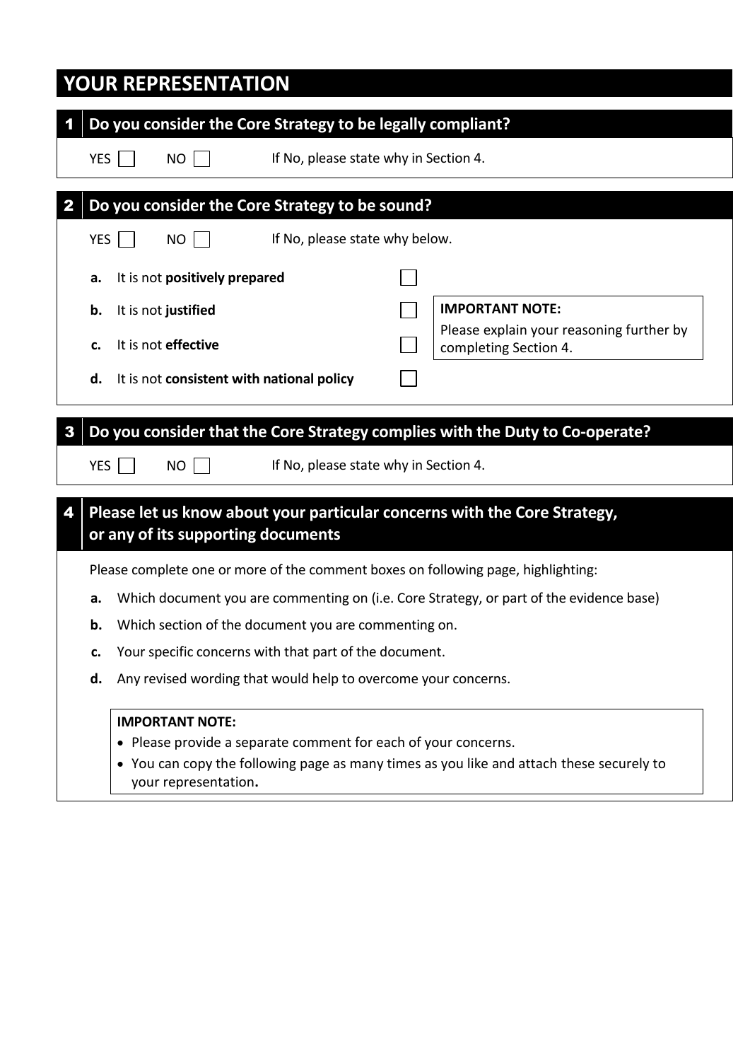# YOUR REPRESENTATION

## 1 Do you consider the Core Strategy to be legally compliant?

YES ☐ NO ☐ If No, please state why in Section 4.

## 2 Do you consider the Core Strategy to be sound?

YES ☐ NO ☐ If No, please state why below.

**a.** It is not **positively prepared** ☐

**b.** It is not **justified** ☐

**c.** It is not **effective** ☐

**d.** It is not **consistent with national policy** ☐

> **IMPORTANT NOTE:**
> Please explain your reasoning further by completing Section 4.

## 3 Do you consider that the Core Strategy complies with the Duty to Co-operate?

YES ☐ NO ☐ If No, please state why in Section 4.

## 4 Please let us know about your particular concerns with the Core Strategy, or any of its supporting documents

Please complete one or more of the comment boxes on following page, highlighting:

**a.** Which document you are commenting on (i.e. Core Strategy, or part of the evidence base)

**b.** Which section of the document you are commenting on.

**c.** Your specific concerns with that part of the document.

**d.** Any revised wording that would help to overcome your concerns.

> **IMPORTANT NOTE:**
> - Please provide a separate comment for each of your concerns.
> - You can copy the following page as many times as you like and attach these securely to your representation**.**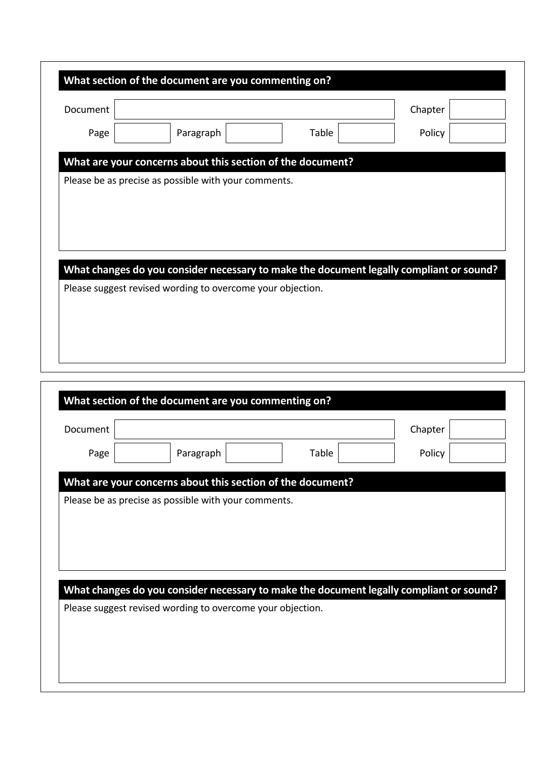**What section of the document are you commenting on?**

| Document | | | | | | Chapter | |
|---|---|---|---|---|---|---|---|
| Page | | Paragraph | | Table | | Policy | |

**What are your concerns about this section of the document?**

Please be as precise as possible with your comments.

**What changes do you consider necessary to make the document legally compliant or sound?**

Please suggest revised wording to overcome your objection.

---

**What section of the document are you commenting on?**

| Document | | | | | | Chapter | |
|---|---|---|---|---|---|---|---|
| Page | | Paragraph | | Table | | Policy | |

**What are your concerns about this section of the document?**

Please be as precise as possible with your comments.

**What changes do you consider necessary to make the document legally compliant or sound?**

Please suggest revised wording to overcome your objection.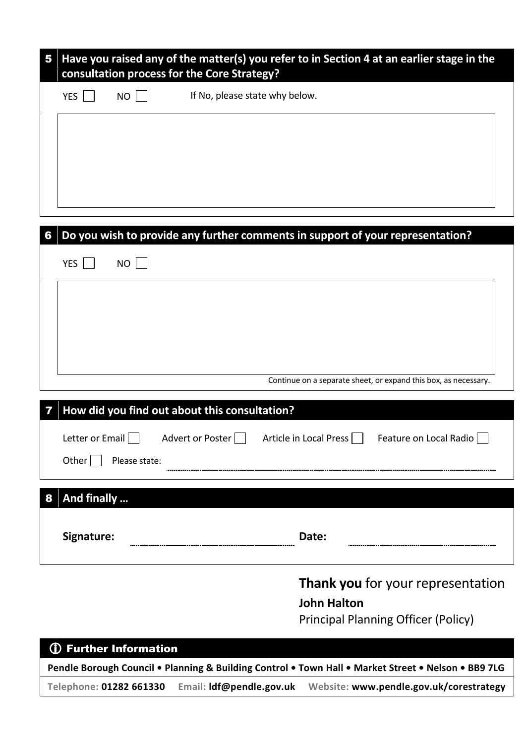## 5 Have you raised any of the matter(s) you refer to in Section 4 at an earlier stage in the consultation process for the Core Strategy?

YES ☐ NO ☐ If No, please state why below.

## 6 Do you wish to provide any further comments in support of your representation?

YES ☐ NO ☐

Continue on a separate sheet, or expand this box, as necessary.

## 7 How did you find out about this consultation?

Letter or Email ☐ Advert or Poster ☐ Article in Local Press ☐ Feature on Local Radio ☐

Other ☐ Please state: ..............................................................................................

## 8 And finally …

**Signature:** .............................................. **Date:** ..............................................

**Thank you** for your representation

**John Halton**

Principal Planning Officer (Policy)

## ⓘ Further Information

**Pendle Borough Council • Planning & Building Control • Town Hall • Market Street • Nelson • BB9 7LG**

Telephone: **01282 661330** Email: **ldf@pendle.gov.uk** Website: **www.pendle.gov.uk/corestrategy**